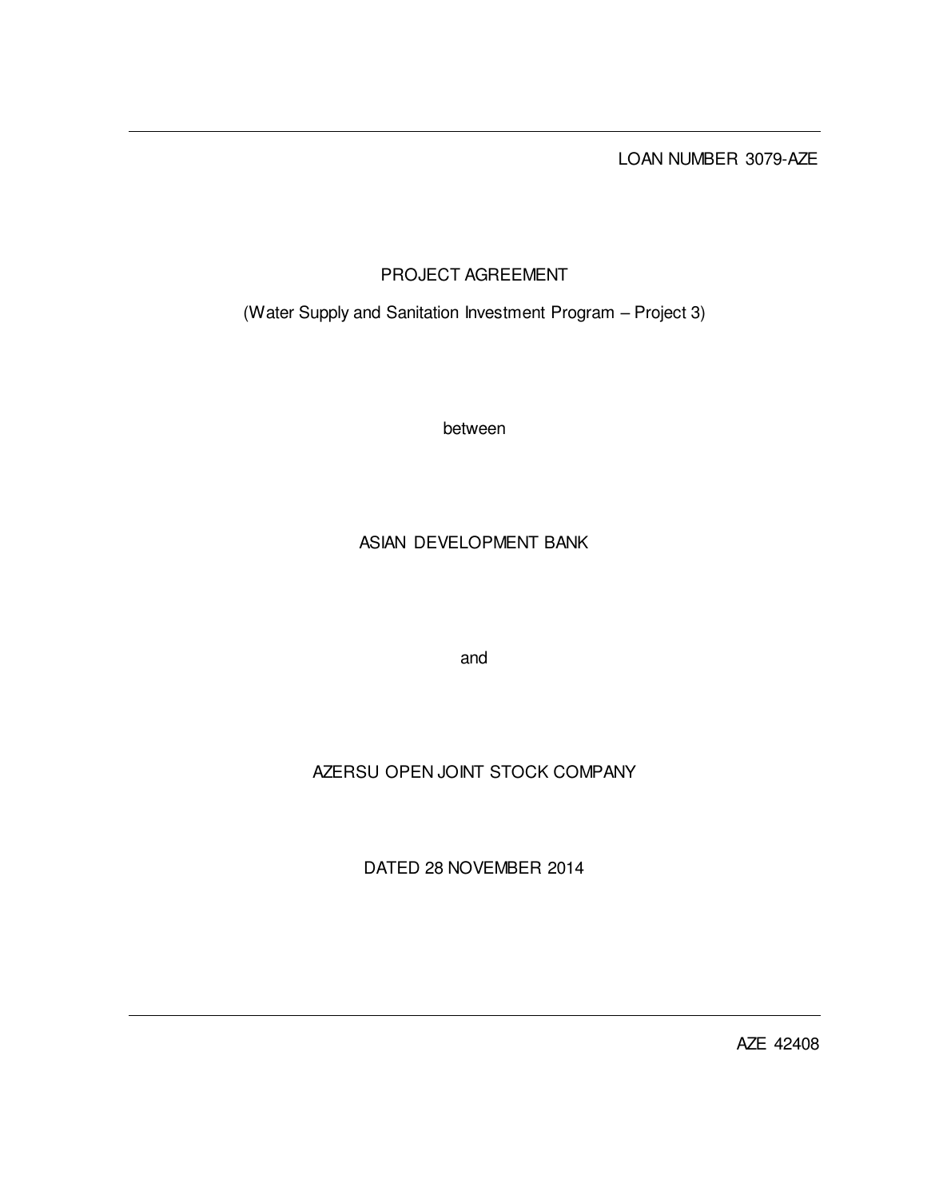LOAN NUMBER 3079-AZE

# PROJECT AGREEMENT

(Water Supply and Sanitation Investment Program – Project 3)

between

ASIAN DEVELOPMENT BANK

and

AZERSU OPEN JOINT STOCK COMPANY

DATED 28 NOVEMBER 2014

AZE 42408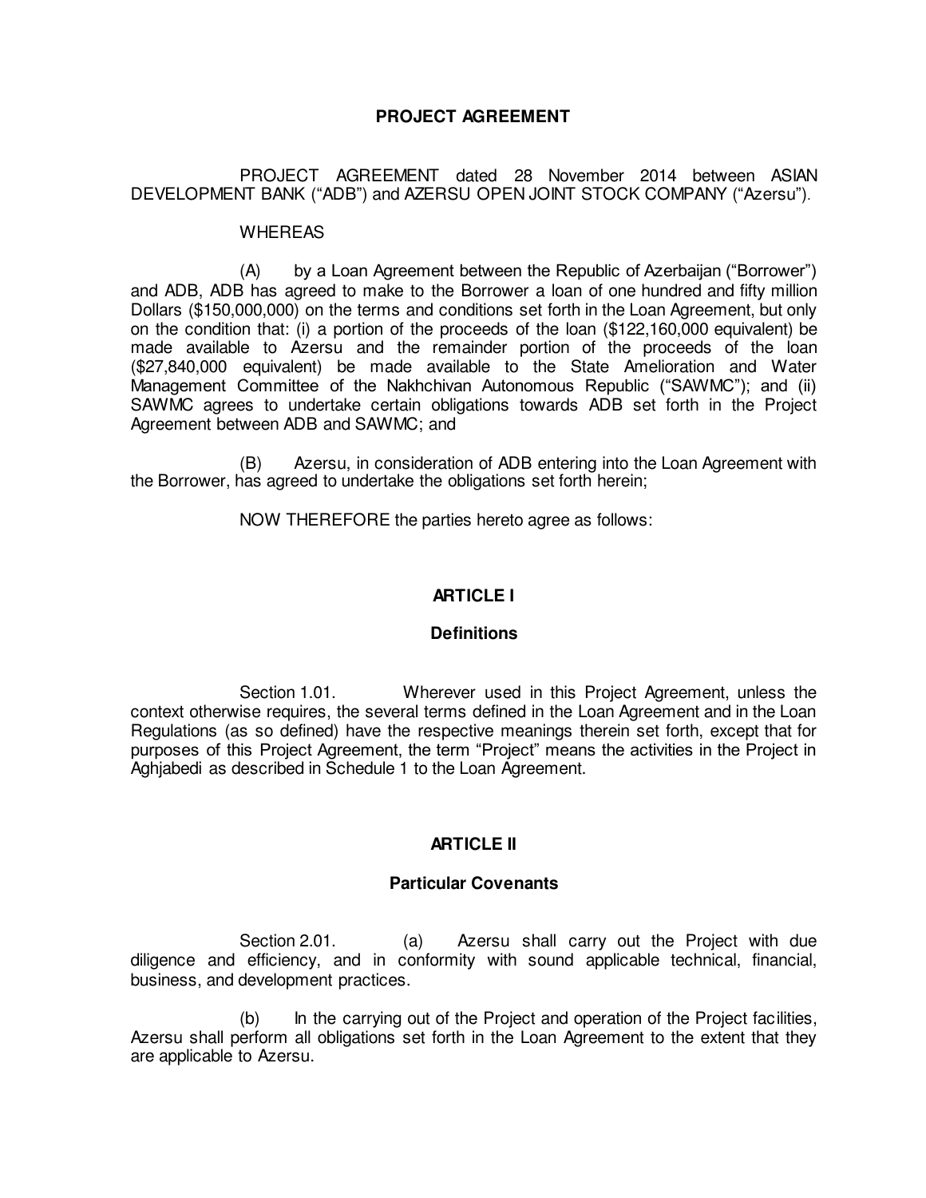# PROJECT AGREEMENT

PROJECT AGREEMENT dated 28 November 2014 between ASIAN DEVELOPMENT BANK ("ADB") and AZERSU OPEN JOINT STOCK COMPANY ("Azersu").

WHEREAS

(A) by a Loan Agreement between the Republic of Azerbaijan ("Borrower") and ADB, ADB has agreed to make to the Borrower a loan of one hundred and fifty million Dollars ($150,000,000) on the terms and conditions set forth in the Loan Agreement, but only on the condition that: (i) a portion of the proceeds of the loan ($122,160,000 equivalent) be made available to Azersu and the remainder portion of the proceeds of the loan ($27,840,000 equivalent) be made available to the State Amelioration and Water Management Committee of the Nakhchivan Autonomous Republic ("SAWMC"); and (ii) SAWMC agrees to undertake certain obligations towards ADB set forth in the Project Agreement between ADB and SAWMC; and

(B) Azersu, in consideration of ADB entering into the Loan Agreement with the Borrower, has agreed to undertake the obligations set forth herein;

NOW THEREFORE the parties hereto agree as follows:

## ARTICLE I

### Definitions

Section 1.01. Wherever used in this Project Agreement, unless the context otherwise requires, the several terms defined in the Loan Agreement and in the Loan Regulations (as so defined) have the respective meanings therein set forth, except that for purposes of this Project Agreement, the term "Project" means the activities in the Project in Aghjabedi as described in Schedule 1 to the Loan Agreement.

## ARTICLE II

### Particular Covenants

Section 2.01. (a) Azersu shall carry out the Project with due diligence and efficiency, and in conformity with sound applicable technical, financial, business, and development practices.

(b) In the carrying out of the Project and operation of the Project facilities, Azersu shall perform all obligations set forth in the Loan Agreement to the extent that they are applicable to Azersu.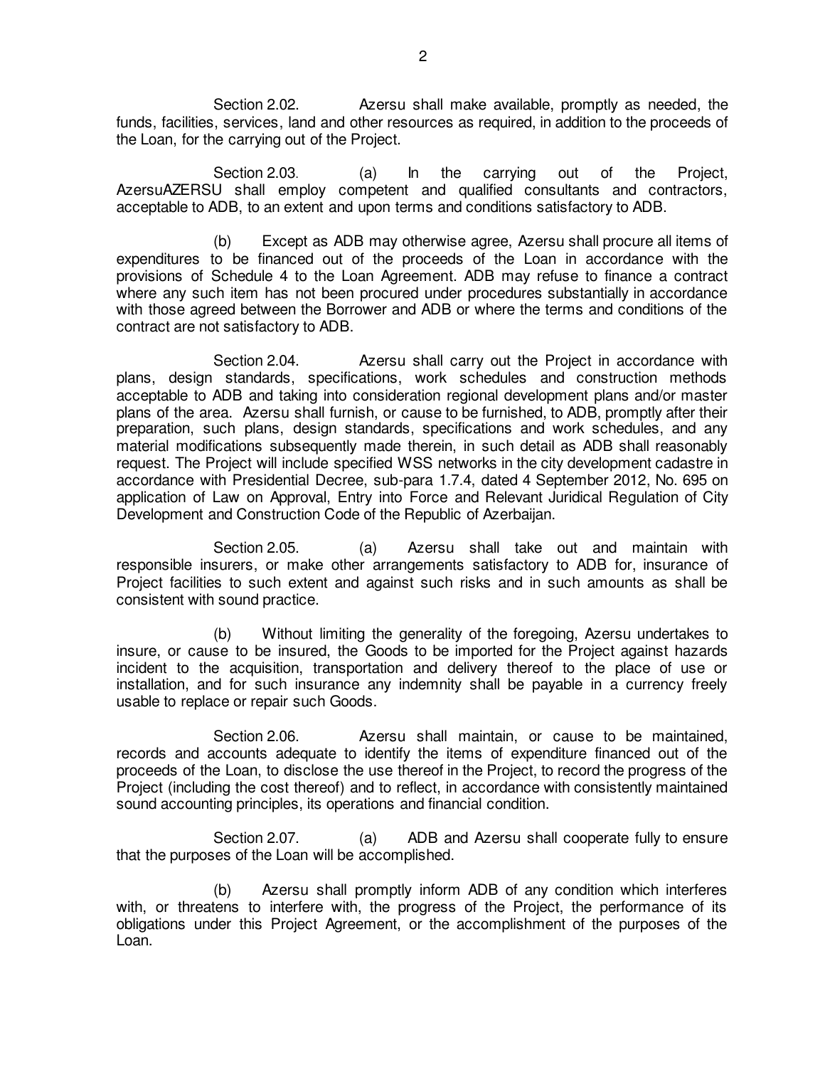Section 2.02. Azersu shall make available, promptly as needed, the funds, facilities, services, land and other resources as required, in addition to the proceeds of the Loan, for the carrying out of the Project.

Section 2.03. (a) In the carrying out of the Project, AzersuAZERSU shall employ competent and qualified consultants and contractors, acceptable to ADB, to an extent and upon terms and conditions satisfactory to ADB.

(b) Except as ADB may otherwise agree, Azersu shall procure all items of expenditures to be financed out of the proceeds of the Loan in accordance with the provisions of Schedule 4 to the Loan Agreement. ADB may refuse to finance a contract where any such item has not been procured under procedures substantially in accordance with those agreed between the Borrower and ADB or where the terms and conditions of the contract are not satisfactory to ADB.

Section 2.04. Azersu shall carry out the Project in accordance with plans, design standards, specifications, work schedules and construction methods acceptable to ADB and taking into consideration regional development plans and/or master plans of the area. Azersu shall furnish, or cause to be furnished, to ADB, promptly after their preparation, such plans, design standards, specifications and work schedules, and any material modifications subsequently made therein, in such detail as ADB shall reasonably request. The Project will include specified WSS networks in the city development cadastre in accordance with Presidential Decree, sub-para 1.7.4, dated 4 September 2012, No. 695 on application of Law on Approval, Entry into Force and Relevant Juridical Regulation of City Development and Construction Code of the Republic of Azerbaijan.

Section 2.05. (a) Azersu shall take out and maintain with responsible insurers, or make other arrangements satisfactory to ADB for, insurance of Project facilities to such extent and against such risks and in such amounts as shall be consistent with sound practice.

(b) Without limiting the generality of the foregoing, Azersu undertakes to insure, or cause to be insured, the Goods to be imported for the Project against hazards incident to the acquisition, transportation and delivery thereof to the place of use or installation, and for such insurance any indemnity shall be payable in a currency freely usable to replace or repair such Goods.

Section 2.06. Azersu shall maintain, or cause to be maintained, records and accounts adequate to identify the items of expenditure financed out of the proceeds of the Loan, to disclose the use thereof in the Project, to record the progress of the Project (including the cost thereof) and to reflect, in accordance with consistently maintained sound accounting principles, its operations and financial condition.

Section 2.07. (a) ADB and Azersu shall cooperate fully to ensure that the purposes of the Loan will be accomplished.

(b) Azersu shall promptly inform ADB of any condition which interferes with, or threatens to interfere with, the progress of the Project, the performance of its obligations under this Project Agreement, or the accomplishment of the purposes of the Loan.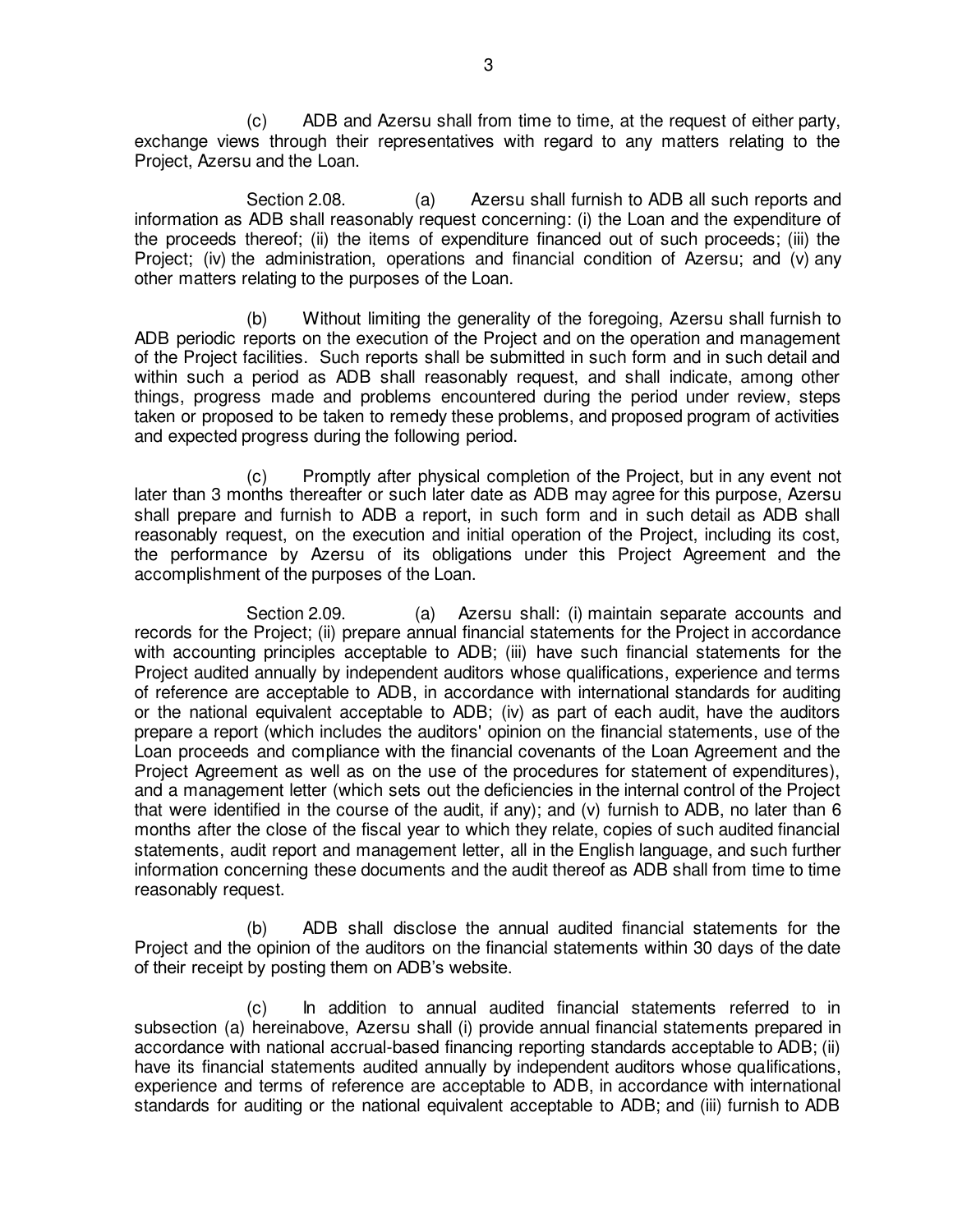(c) ADB and Azersu shall from time to time, at the request of either party, exchange views through their representatives with regard to any matters relating to the Project, Azersu and the Loan.

Section 2.08. (a) Azersu shall furnish to ADB all such reports and information as ADB shall reasonably request concerning: (i) the Loan and the expenditure of the proceeds thereof; (ii) the items of expenditure financed out of such proceeds; (iii) the Project; (iv) the administration, operations and financial condition of Azersu; and (v) any other matters relating to the purposes of the Loan.

(b) Without limiting the generality of the foregoing, Azersu shall furnish to ADB periodic reports on the execution of the Project and on the operation and management of the Project facilities. Such reports shall be submitted in such form and in such detail and within such a period as ADB shall reasonably request, and shall indicate, among other things, progress made and problems encountered during the period under review, steps taken or proposed to be taken to remedy these problems, and proposed program of activities and expected progress during the following period.

(c) Promptly after physical completion of the Project, but in any event not later than 3 months thereafter or such later date as ADB may agree for this purpose, Azersu shall prepare and furnish to ADB a report, in such form and in such detail as ADB shall reasonably request, on the execution and initial operation of the Project, including its cost, the performance by Azersu of its obligations under this Project Agreement and the accomplishment of the purposes of the Loan.

Section 2.09. (a) Azersu shall: (i) maintain separate accounts and records for the Project; (ii) prepare annual financial statements for the Project in accordance with accounting principles acceptable to ADB; (iii) have such financial statements for the Project audited annually by independent auditors whose qualifications, experience and terms of reference are acceptable to ADB, in accordance with international standards for auditing or the national equivalent acceptable to ADB; (iv) as part of each audit, have the auditors prepare a report (which includes the auditors' opinion on the financial statements, use of the Loan proceeds and compliance with the financial covenants of the Loan Agreement and the Project Agreement as well as on the use of the procedures for statement of expenditures), and a management letter (which sets out the deficiencies in the internal control of the Project that were identified in the course of the audit, if any); and (v) furnish to ADB, no later than 6 months after the close of the fiscal year to which they relate, copies of such audited financial statements, audit report and management letter, all in the English language, and such further information concerning these documents and the audit thereof as ADB shall from time to time reasonably request.

(b) ADB shall disclose the annual audited financial statements for the Project and the opinion of the auditors on the financial statements within 30 days of the date of their receipt by posting them on ADB's website.

(c) In addition to annual audited financial statements referred to in subsection (a) hereinabove, Azersu shall (i) provide annual financial statements prepared in accordance with national accrual-based financing reporting standards acceptable to ADB; (ii) have its financial statements audited annually by independent auditors whose qualifications, experience and terms of reference are acceptable to ADB, in accordance with international standards for auditing or the national equivalent acceptable to ADB; and (iii) furnish to ADB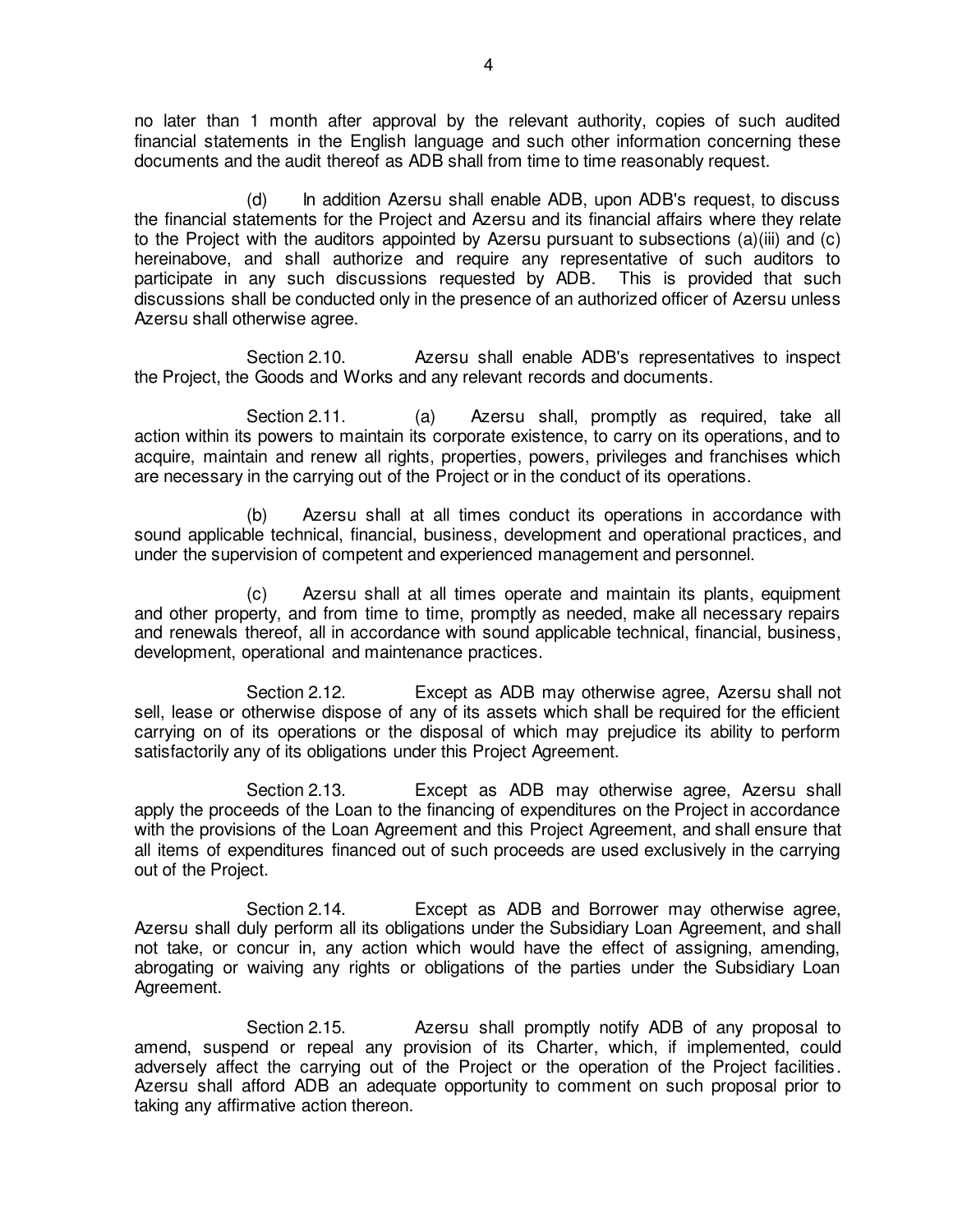no later than 1 month after approval by the relevant authority, copies of such audited financial statements in the English language and such other information concerning these documents and the audit thereof as ADB shall from time to time reasonably request.

(d) In addition Azersu shall enable ADB, upon ADB's request, to discuss the financial statements for the Project and Azersu and its financial affairs where they relate to the Project with the auditors appointed by Azersu pursuant to subsections (a)(iii) and (c) hereinabove, and shall authorize and require any representative of such auditors to participate in any such discussions requested by ADB. This is provided that such discussions shall be conducted only in the presence of an authorized officer of Azersu unless Azersu shall otherwise agree.

Section 2.10. Azersu shall enable ADB's representatives to inspect the Project, the Goods and Works and any relevant records and documents.

Section 2.11. (a) Azersu shall, promptly as required, take all action within its powers to maintain its corporate existence, to carry on its operations, and to acquire, maintain and renew all rights, properties, powers, privileges and franchises which are necessary in the carrying out of the Project or in the conduct of its operations.

(b) Azersu shall at all times conduct its operations in accordance with sound applicable technical, financial, business, development and operational practices, and under the supervision of competent and experienced management and personnel.

(c) Azersu shall at all times operate and maintain its plants, equipment and other property, and from time to time, promptly as needed, make all necessary repairs and renewals thereof, all in accordance with sound applicable technical, financial, business, development, operational and maintenance practices.

Section 2.12. Except as ADB may otherwise agree, Azersu shall not sell, lease or otherwise dispose of any of its assets which shall be required for the efficient carrying on of its operations or the disposal of which may prejudice its ability to perform satisfactorily any of its obligations under this Project Agreement.

Section 2.13. Except as ADB may otherwise agree, Azersu shall apply the proceeds of the Loan to the financing of expenditures on the Project in accordance with the provisions of the Loan Agreement and this Project Agreement, and shall ensure that all items of expenditures financed out of such proceeds are used exclusively in the carrying out of the Project.

Section 2.14. Except as ADB and Borrower may otherwise agree, Azersu shall duly perform all its obligations under the Subsidiary Loan Agreement, and shall not take, or concur in, any action which would have the effect of assigning, amending, abrogating or waiving any rights or obligations of the parties under the Subsidiary Loan Agreement.

Section 2.15. Azersu shall promptly notify ADB of any proposal to amend, suspend or repeal any provision of its Charter, which, if implemented, could adversely affect the carrying out of the Project or the operation of the Project facilities. Azersu shall afford ADB an adequate opportunity to comment on such proposal prior to taking any affirmative action thereon.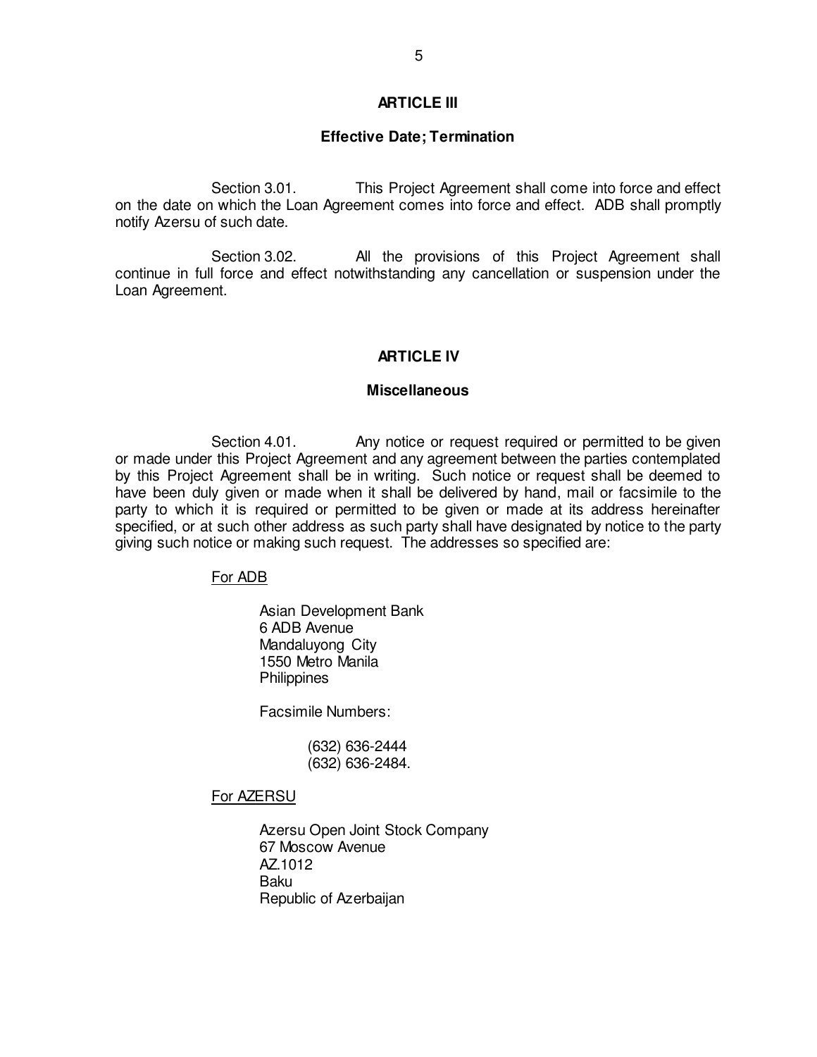## ARTICLE III

### Effective Date; Termination

Section 3.01. This Project Agreement shall come into force and effect on the date on which the Loan Agreement comes into force and effect. ADB shall promptly notify Azersu of such date.

Section 3.02. All the provisions of this Project Agreement shall continue in full force and effect notwithstanding any cancellation or suspension under the Loan Agreement.

## ARTICLE IV

### Miscellaneous

Section 4.01. Any notice or request required or permitted to be given or made under this Project Agreement and any agreement between the parties contemplated by this Project Agreement shall be in writing. Such notice or request shall be deemed to have been duly given or made when it shall be delivered by hand, mail or facsimile to the party to which it is required or permitted to be given or made at its address hereinafter specified, or at such other address as such party shall have designated by notice to the party giving such notice or making such request. The addresses so specified are:

For ADB

Asian Development Bank
6 ADB Avenue
Mandaluyong City
1550 Metro Manila
Philippines

Facsimile Numbers:

(632) 636-2444
(632) 636-2484.

For AZERSU

Azersu Open Joint Stock Company
67 Moscow Avenue
AZ.1012
Baku
Republic of Azerbaijan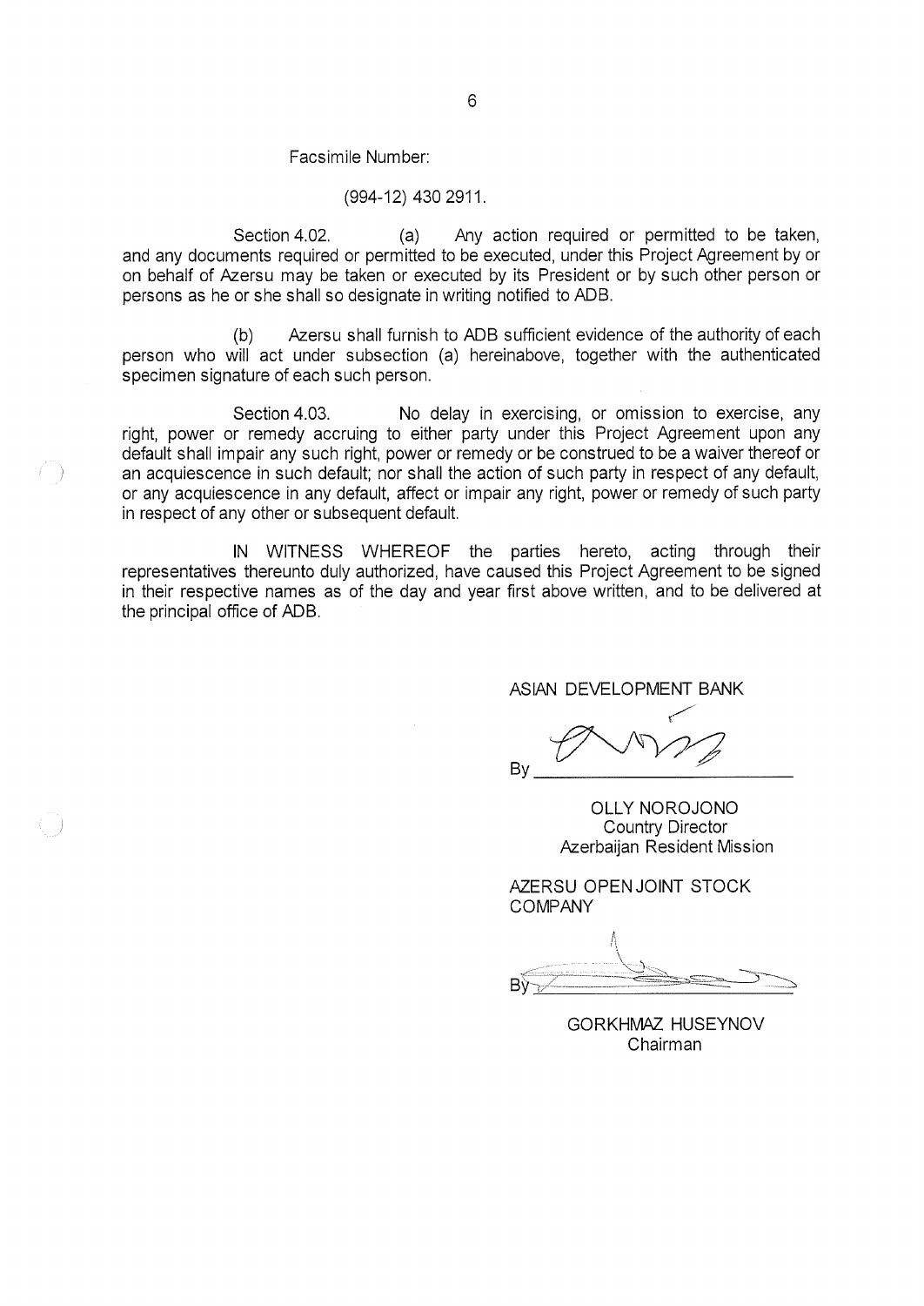Facsimile Number:

(994-12) 430 2911.

Section 4.02. (a) Any action required or permitted to be taken, and any documents required or permitted to be executed, under this Project Agreement by or on behalf of Azersu may be taken or executed by its President or by such other person or persons as he or she shall so designate in writing notified to ADB.

(b) Azersu shall furnish to ADB sufficient evidence of the authority of each person who will act under subsection (a) hereinabove, together with the authenticated specimen signature of each such person.

Section 4.03. No delay in exercising, or omission to exercise, any right, power or remedy accruing to either party under this Project Agreement upon any default shall impair any such right, power or remedy or be construed to be a waiver thereof or an acquiescence in such default; nor shall the action of such party in respect of any default, or any acquiescence in any default, affect or impair any right, power or remedy of such party in respect of any other or subsequent default.

IN WITNESS WHEREOF the parties hereto, acting through their representatives thereunto duly authorized, have caused this Project Agreement to be signed in their respective names as of the day and year first above written, and to be delivered at the principal office of ADB.

ASIAN DEVELOPMENT BANK

By \_\_\_\_\_\_\_\_\_\_\_\_\_\_\_\_\_\_\_\_\_\_\_\_

OLLY NOROJONO
Country Director
Azerbaijan Resident Mission

AZERSU OPEN JOINT STOCK COMPANY

By \_\_\_\_\_\_\_\_\_\_\_\_\_\_\_\_\_\_\_\_\_\_\_\_

GORKHMAZ HUSEYNOV
Chairman